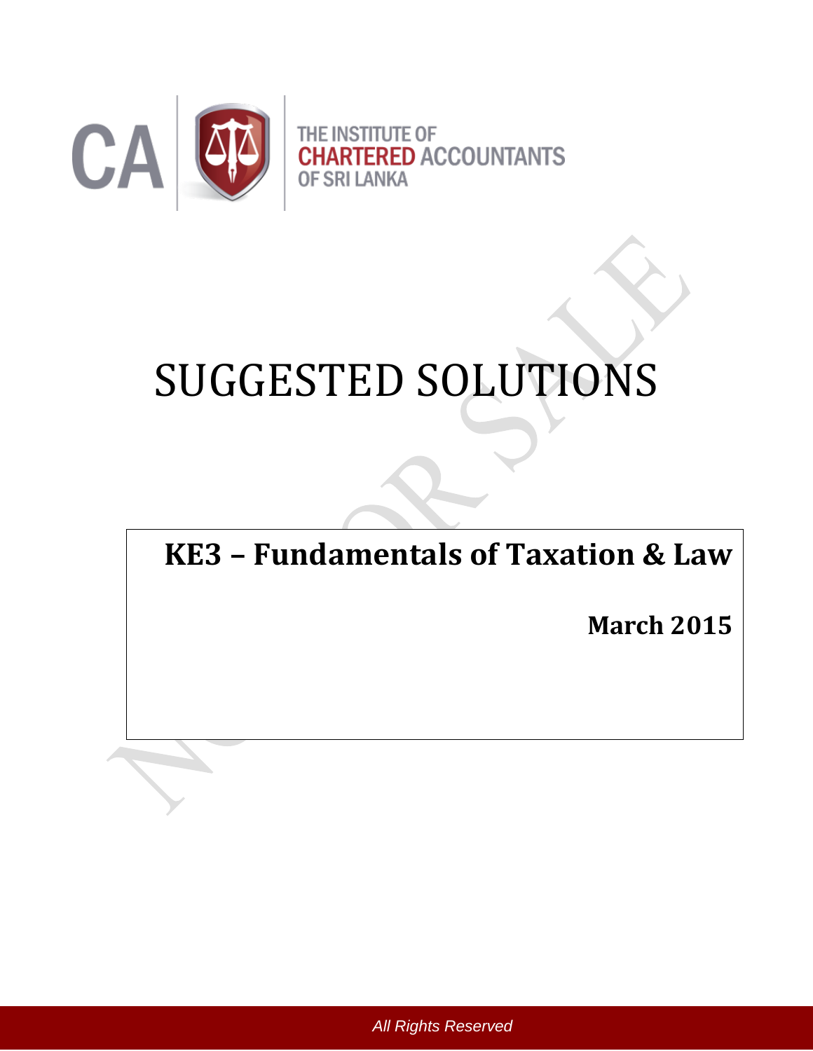CA

THE INSTITUTE OF
CHARTERED ACCOUNTANTS
OF SRI LANKA

# SUGGESTED SOLUTIONS

## KE3 – Fundamentals of Taxation & Law

**March 2015**

*All Rights Reserved*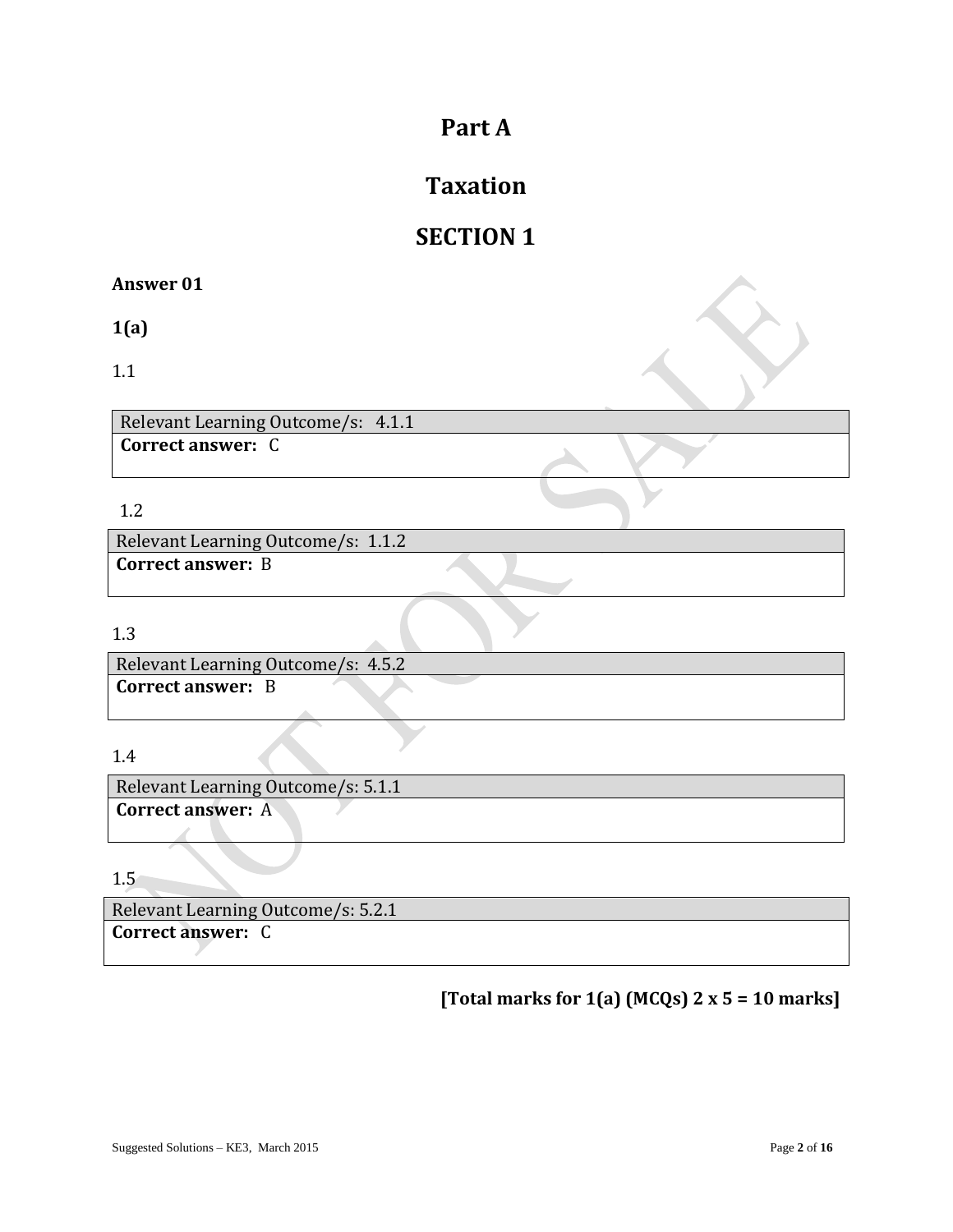# Part A

# Taxation

## SECTION 1

**Answer 01**

**1(a)**

1.1

| Relevant Learning Outcome/s: 4.1.1 |
|---|
| **Correct answer:** C |

1.2

| Relevant Learning Outcome/s: 1.1.2 |
|---|
| **Correct answer:** B |

1.3

| Relevant Learning Outcome/s: 4.5.2 |
|---|
| **Correct answer:** B |

1.4

| Relevant Learning Outcome/s: 5.1.1 |
|---|
| **Correct answer:** A |

1.5

| Relevant Learning Outcome/s: 5.2.1 |
|---|
| **Correct answer:** C |

**[Total marks for 1(a) (MCQs) 2 x 5 = 10 marks]**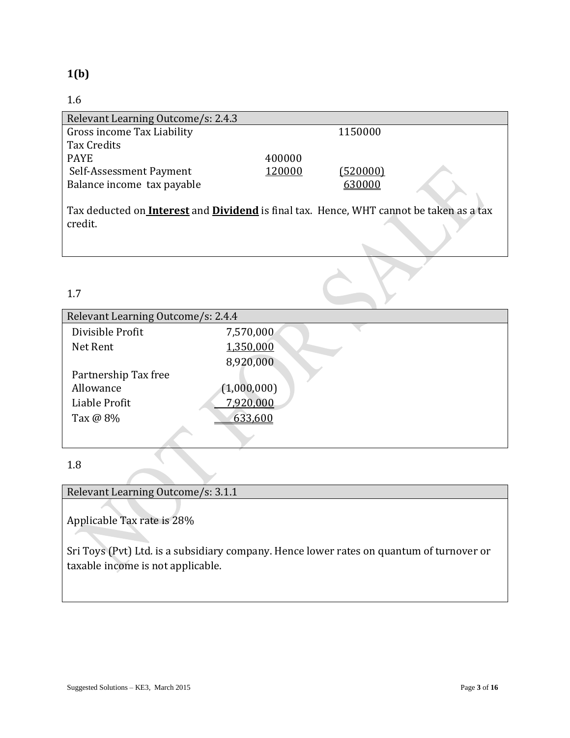**1(b)**

1.6

| Relevant Learning Outcome/s: 2.4.3 | | |
|---|---|---|
| Gross income Tax Liability | | 1150000 |
| Tax Credits | | |
| PAYE | 400000 | |
| Self-Assessment Payment | 120000 | (520000) |
| Balance income tax payable | | 630000 |

Tax deducted on **Interest** and **Dividend** is final tax. Hence, WHT cannot be taken as a tax credit.

1.7

| Relevant Learning Outcome/s: 2.4.4 | |
|---|---|
| Divisible Profit | 7,570,000 |
| Net Rent | 1,350,000 |
| | 8,920,000 |
| Partnership Tax free Allowance | (1,000,000) |
| Liable Profit | 7,920,000 |
| Tax @ 8% | 633,600 |

1.8

| Relevant Learning Outcome/s: 3.1.1 |
|---|
| Applicable Tax rate is 28% <br><br> Sri Toys (Pvt) Ltd. is a subsidiary company. Hence lower rates on quantum of turnover or taxable income is not applicable. |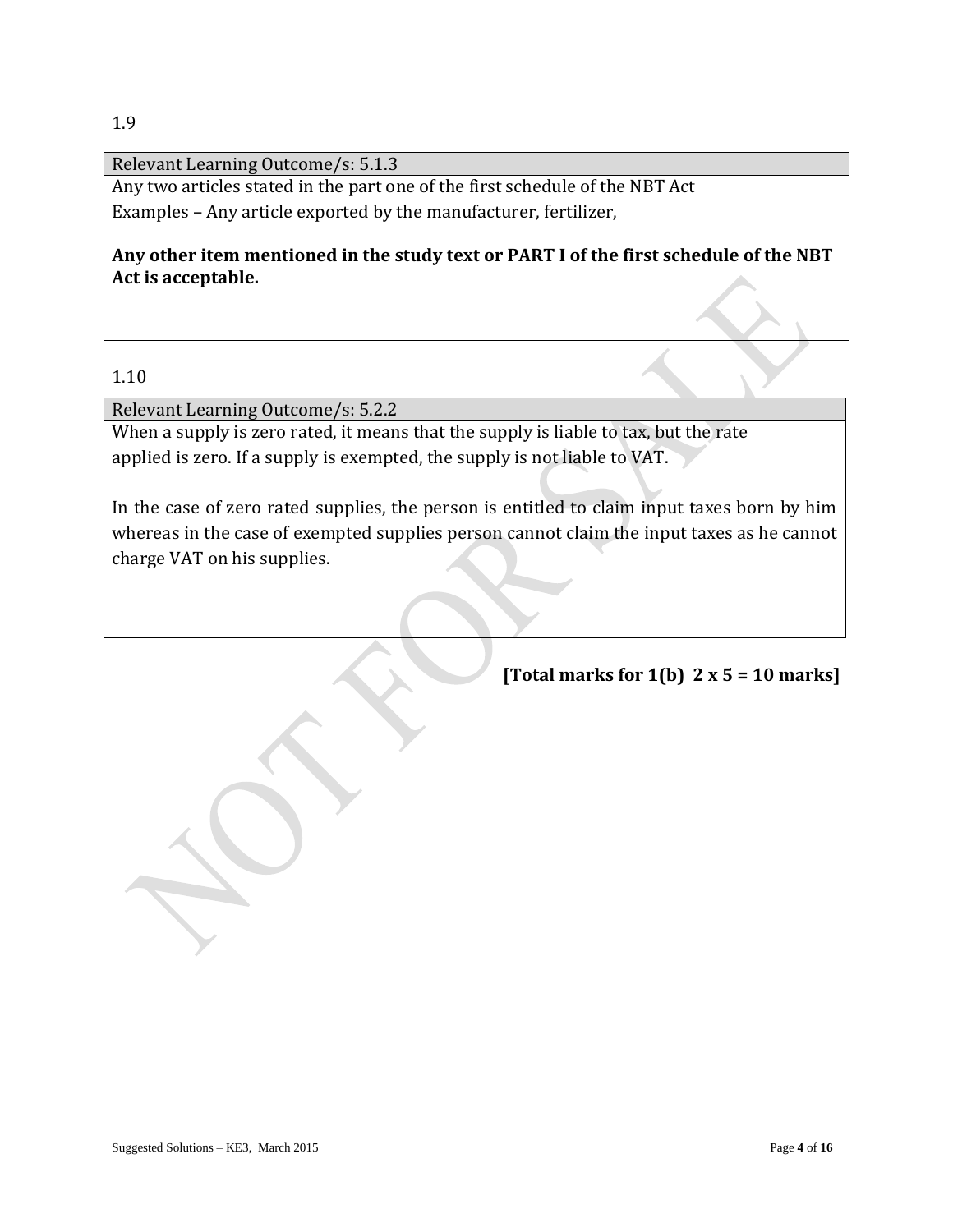1.9

| Relevant Learning Outcome/s: 5.1.3 |
|---|
| Any two articles stated in the part one of the first schedule of the NBT Act<br>Examples – Any article exported by the manufacturer, fertilizer,<br><br>**Any other item mentioned in the study text or PART I of the first schedule of the NBT Act is acceptable.** |

1.10

| Relevant Learning Outcome/s: 5.2.2 |
|---|
| When a supply is zero rated, it means that the supply is liable to tax, but the rate applied is zero. If a supply is exempted, the supply is not liable to VAT.<br><br>In the case of zero rated supplies, the person is entitled to claim input taxes born by him whereas in the case of exempted supplies person cannot claim the input taxes as he cannot charge VAT on his supplies. |

**[Total marks for 1(b) 2 x 5 = 10 marks]**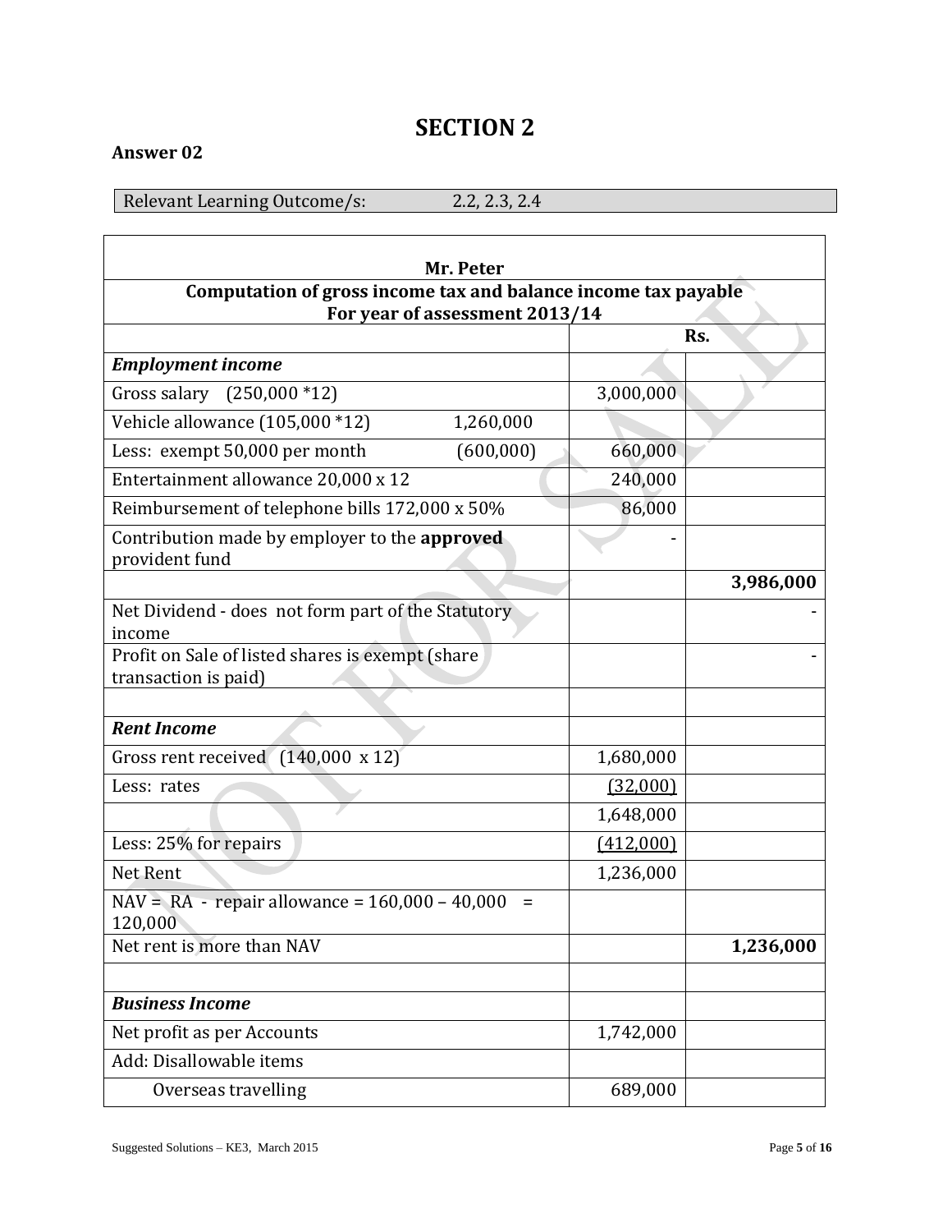# SECTION 2

**Answer 02**

| Relevant Learning Outcome/s: | 2.2, 2.3, 2.4 |
|---|---|

| **Mr. Peter** | | | |
|---|---|---|---|
| **Computation of gross income tax and balance income tax payable For year of assessment 2013/14** | | | |
| | | **Rs.** | |
| ***Employment income*** | | | |
| Gross salary (250,000 *12) | | 3,000,000 | |
| Vehicle allowance (105,000 *12) | 1,260,000 | | |
| Less: exempt 50,000 per month | (600,000) | 660,000 | |
| Entertainment allowance 20,000 x 12 | | 240,000 | |
| Reimbursement of telephone bills 172,000 x 50% | | 86,000 | |
| Contribution made by employer to the **approved** provident fund | | - | |
| | | | **3,986,000** |
| Net Dividend - does not form part of the Statutory income | | | - |
| Profit on Sale of listed shares is exempt (share transaction is paid) | | | - |
| | | | |
| ***Rent Income*** | | | |
| Gross rent received (140,000 x 12) | | 1,680,000 | |
| Less: rates | | (32,000) | |
| | | 1,648,000 | |
| Less: 25% for repairs | | (412,000) | |
| Net Rent | | 1,236,000 | |
| NAV = RA - repair allowance = 160,000 – 40,000 = 120,000 | | | |
| Net rent is more than NAV | | | **1,236,000** |
| | | | |
| ***Business Income*** | | | |
| Net profit as per Accounts | | 1,742,000 | |
| Add: Disallowable items | | | |
| Overseas travelling | | 689,000 | |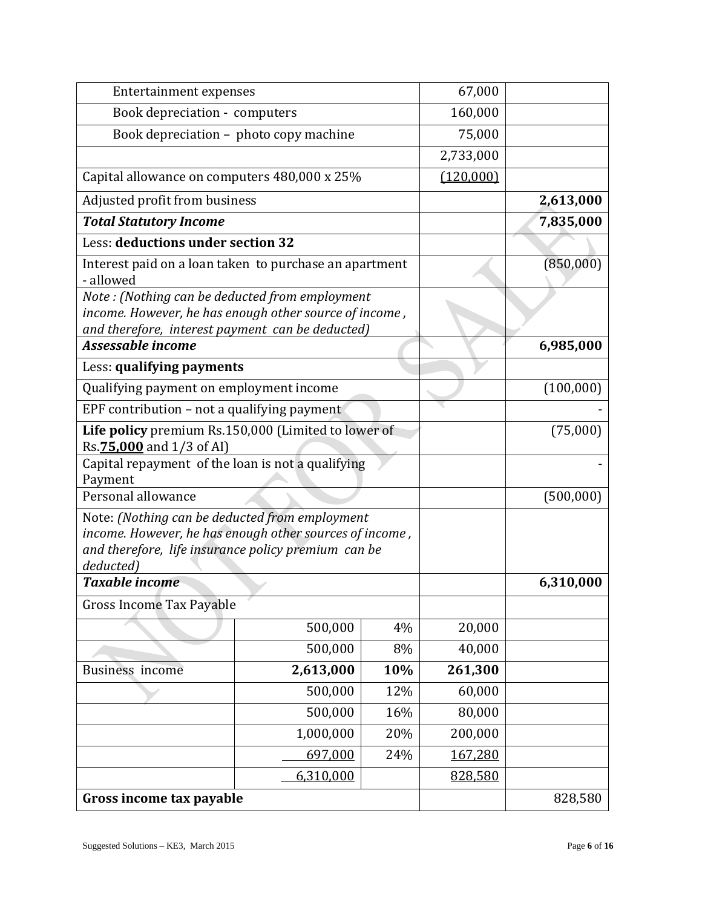| | | | | |
|---|---|---|---|---|
| Entertainment expenses | | | 67,000 | |
| Book depreciation - computers | | | 160,000 | |
| Book depreciation – photo copy machine | | | 75,000 | |
| | | | 2,733,000 | |
| Capital allowance on computers 480,000 x 25% | | | (120,000) | |
| Adjusted profit from business | | | | **2,613,000** |
| ***Total Statutory Income*** | | | | **7,835,000** |
| Less: **deductions under section 32** | | | | |
| Interest paid on a loan taken to purchase an apartment - allowed | | | | (850,000) |
| *Note : (Nothing can be deducted from employment income. However, he has enough other source of income , and therefore, interest payment can be deducted)* | | | | |
| ***Assessable income*** | | | | **6,985,000** |
| Less: **qualifying payments** | | | | |
| Qualifying payment on employment income | | | | (100,000) |
| EPF contribution – not a qualifying payment | | | | - |
| **Life policy** premium Rs.150,000 (Limited to lower of Rs.**75,000** and 1/3 of AI) | | | | (75,000) |
| Capital repayment of the loan is not a qualifying Payment | | | | - |
| Personal allowance | | | | (500,000) |
| Note: *(Nothing can be deducted from employment income. However, he has enough other sources of income , and therefore, life insurance policy premium can be deducted)* | | | | |
| ***Taxable income*** | | | | **6,310,000** |
| Gross Income Tax Payable | | | | |
| | 500,000 | 4% | 20,000 | |
| | 500,000 | 8% | 40,000 | |
| Business income | **2,613,000** | **10%** | **261,300** | |
| | 500,000 | 12% | 60,000 | |
| | 500,000 | 16% | 80,000 | |
| | 1,000,000 | 20% | 200,000 | |
| | 697,000 | 24% | 167,280 | |
| | 6,310,000 | | 828,580 | |
| **Gross income tax payable** | | | | 828,580 |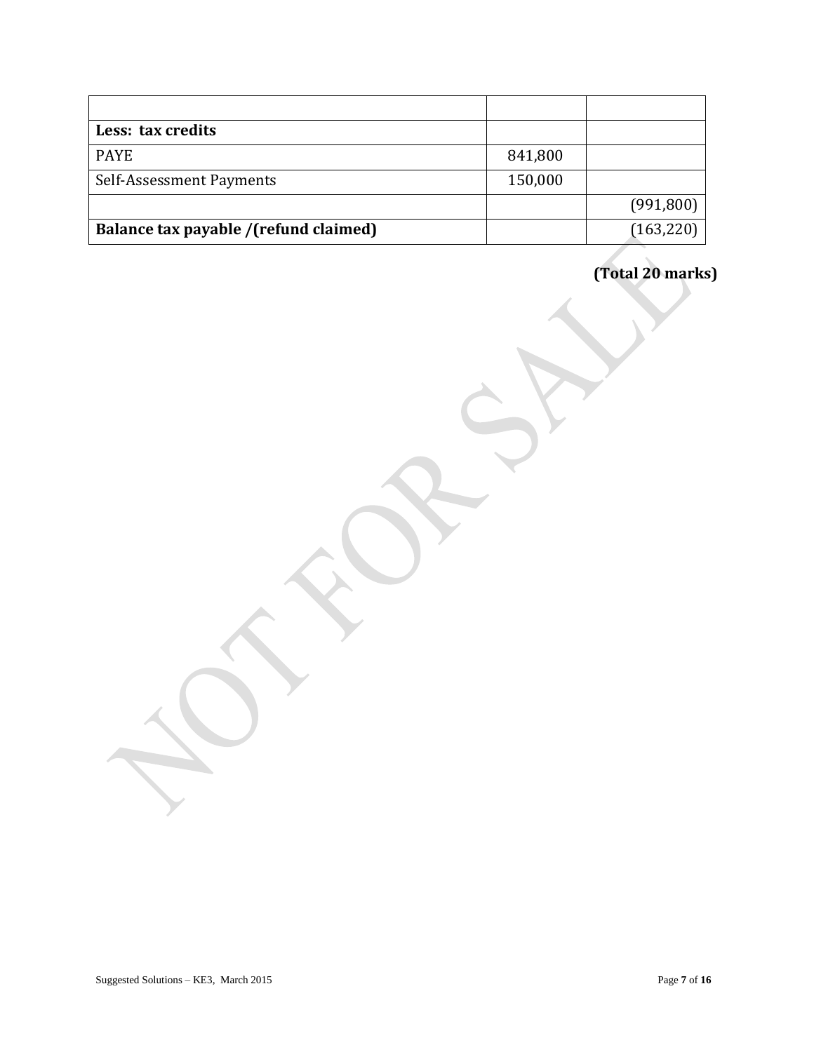| | | |
|---|---|---|
| **Less: tax credits** | | |
| PAYE | 841,800 | |
| Self-Assessment Payments | 150,000 | |
| | | (991,800) |
| **Balance tax payable /(refund claimed)** | | (163,220) |

**(Total 20 marks)**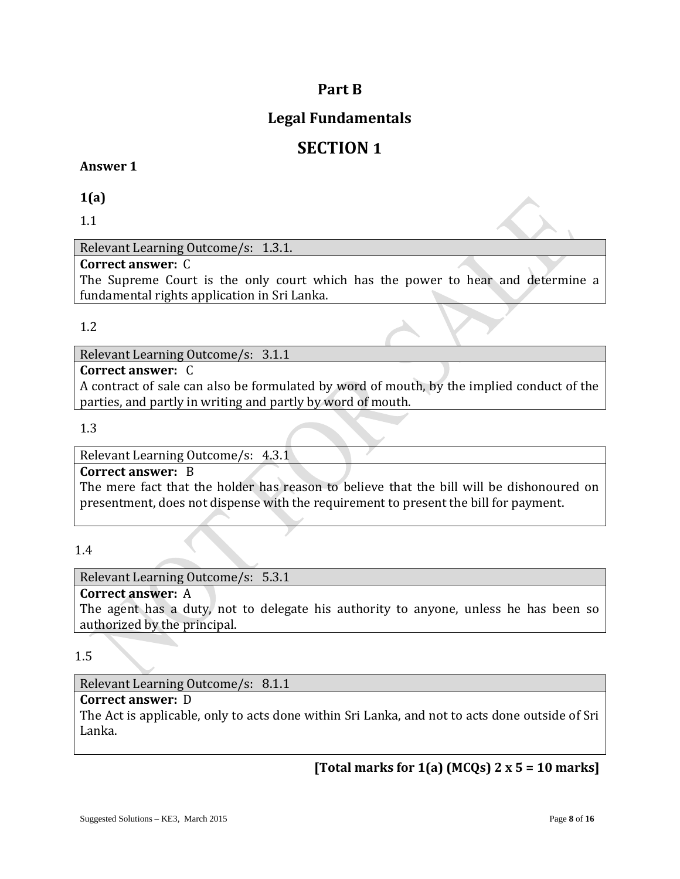# Part B

## Legal Fundamentals

## SECTION 1

**Answer 1**

**1(a)**

1.1

| Relevant Learning Outcome/s: 1.3.1. |
| --- |
| **Correct answer:** C<br>The Supreme Court is the only court which has the power to hear and determine a fundamental rights application in Sri Lanka. |

1.2

| Relevant Learning Outcome/s: 3.1.1 |
| --- |
| **Correct answer:** C<br>A contract of sale can also be formulated by word of mouth, by the implied conduct of the parties, and partly in writing and partly by word of mouth. |

1.3

| Relevant Learning Outcome/s: 4.3.1 |
| --- |
| **Correct answer:** B<br>The mere fact that the holder has reason to believe that the bill will be dishonoured on presentment, does not dispense with the requirement to present the bill for payment. |

1.4

| Relevant Learning Outcome/s: 5.3.1 |
| --- |
| **Correct answer:** A<br>The agent has a duty, not to delegate his authority to anyone, unless he has been so authorized by the principal. |

1.5

| Relevant Learning Outcome/s: 8.1.1 |
| --- |
| **Correct answer:** D<br>The Act is applicable, only to acts done within Sri Lanka, and not to acts done outside of Sri Lanka. |

**[Total marks for 1(a) (MCQs) 2 x 5 = 10 marks]**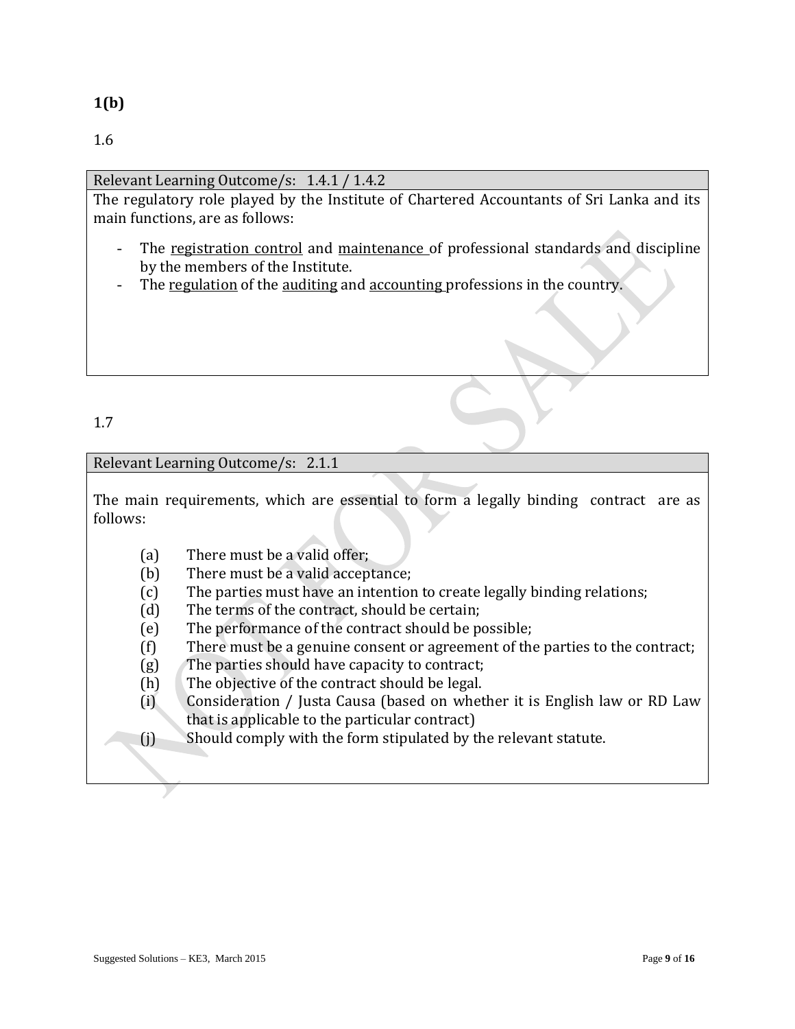**1(b)**

1.6

Relevant Learning Outcome/s: 1.4.1 / 1.4.2

The regulatory role played by the Institute of Chartered Accountants of Sri Lanka and its main functions, are as follows:

- The <u>registration control</u> and <u>maintenance</u> of professional standards and discipline by the members of the Institute.
- The <u>regulation</u> of the <u>auditing</u> and <u>accounting</u> professions in the country.

1.7

Relevant Learning Outcome/s: 2.1.1

The main requirements, which are essential to form a legally binding contract are as follows:

(a) There must be a valid offer;
(b) There must be a valid acceptance;
(c) The parties must have an intention to create legally binding relations;
(d) The terms of the contract, should be certain;
(e) The performance of the contract should be possible;
(f) There must be a genuine consent or agreement of the parties to the contract;
(g) The parties should have capacity to contract;
(h) The objective of the contract should be legal.
(i) Consideration / Justa Causa (based on whether it is English law or RD Law that is applicable to the particular contract)
(j) Should comply with the form stipulated by the relevant statute.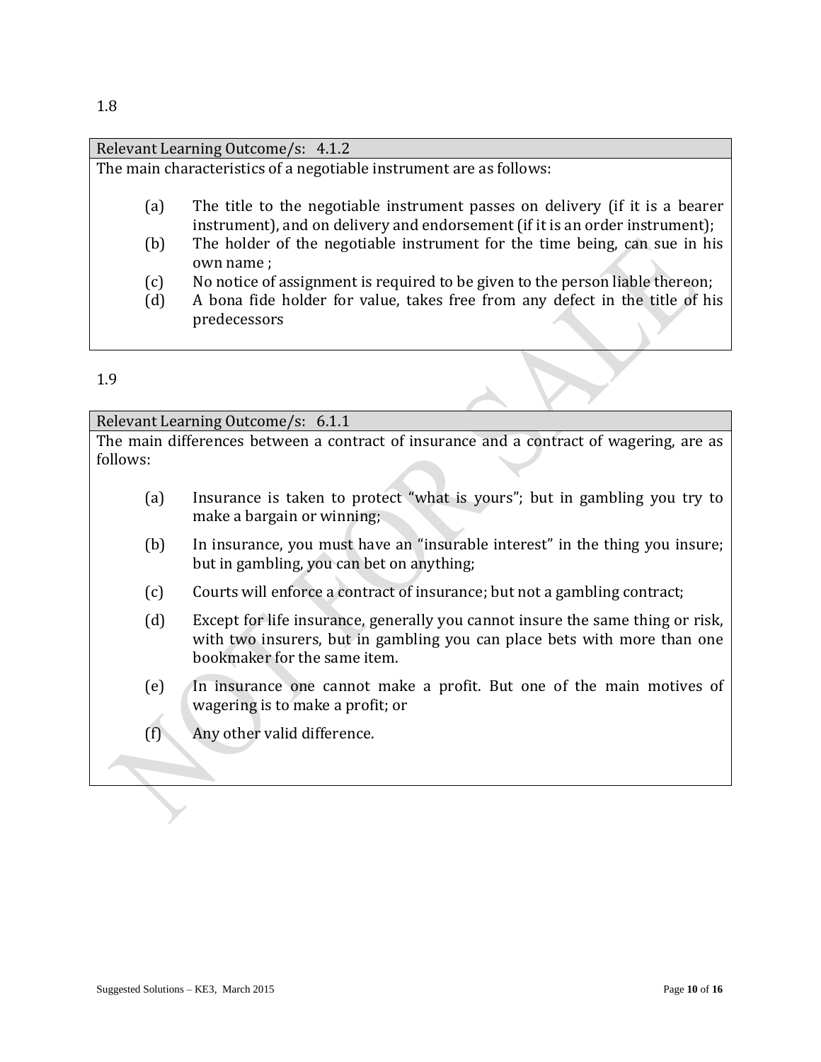1.8

| Relevant Learning Outcome/s: 4.1.2 |
|---|
| The main characteristics of a negotiable instrument are as follows:<br><br>(a) The title to the negotiable instrument passes on delivery (if it is a bearer instrument), and on delivery and endorsement (if it is an order instrument);<br>(b) The holder of the negotiable instrument for the time being, can sue in his own name ;<br>(c) No notice of assignment is required to be given to the person liable thereon;<br>(d) A bona fide holder for value, takes free from any defect in the title of his predecessors |

1.9

| Relevant Learning Outcome/s: 6.1.1 |
|---|
| The main differences between a contract of insurance and a contract of wagering, are as follows:<br><br>(a) Insurance is taken to protect "what is yours"; but in gambling you try to make a bargain or winning;<br><br>(b) In insurance, you must have an "insurable interest" in the thing you insure; but in gambling, you can bet on anything;<br><br>(c) Courts will enforce a contract of insurance; but not a gambling contract;<br><br>(d) Except for life insurance, generally you cannot insure the same thing or risk, with two insurers, but in gambling you can place bets with more than one bookmaker for the same item.<br><br>(e) In insurance one cannot make a profit. But one of the main motives of wagering is to make a profit; or<br><br>(f) Any other valid difference. |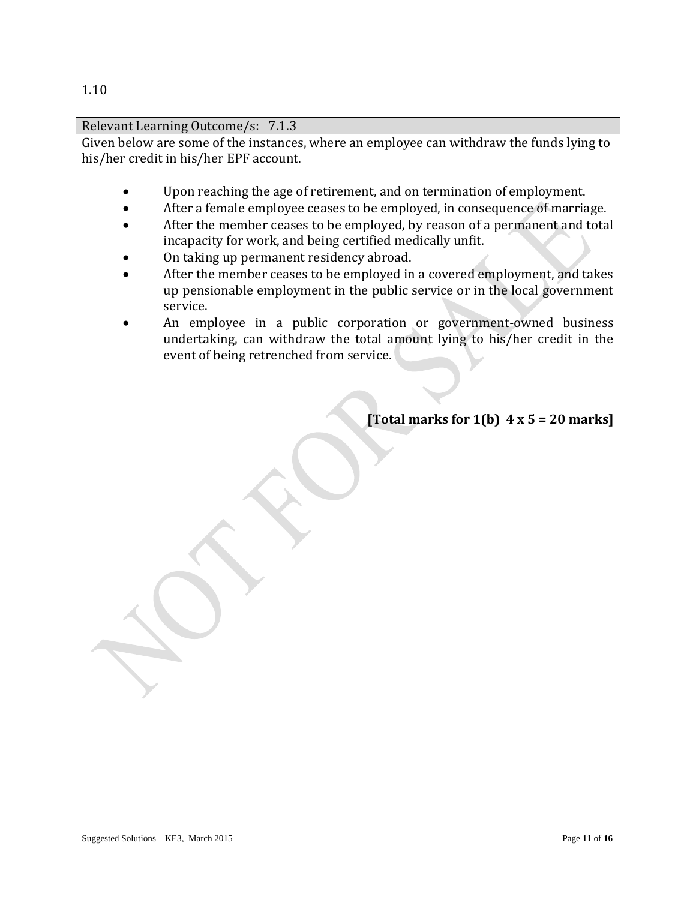1.10

| Relevant Learning Outcome/s: 7.1.3 |
| --- |
| Given below are some of the instances, where an employee can withdraw the funds lying to his/her credit in his/her EPF account.<br><br>• Upon reaching the age of retirement, and on termination of employment.<br>• After a female employee ceases to be employed, in consequence of marriage.<br>• After the member ceases to be employed, by reason of a permanent and total incapacity for work, and being certified medically unfit.<br>• On taking up permanent residency abroad.<br>• After the member ceases to be employed in a covered employment, and takes up pensionable employment in the public service or in the local government service.<br>• An employee in a public corporation or government-owned business undertaking, can withdraw the total amount lying to his/her credit in the event of being retrenched from service. |

**[Total marks for 1(b) 4 x 5 = 20 marks]**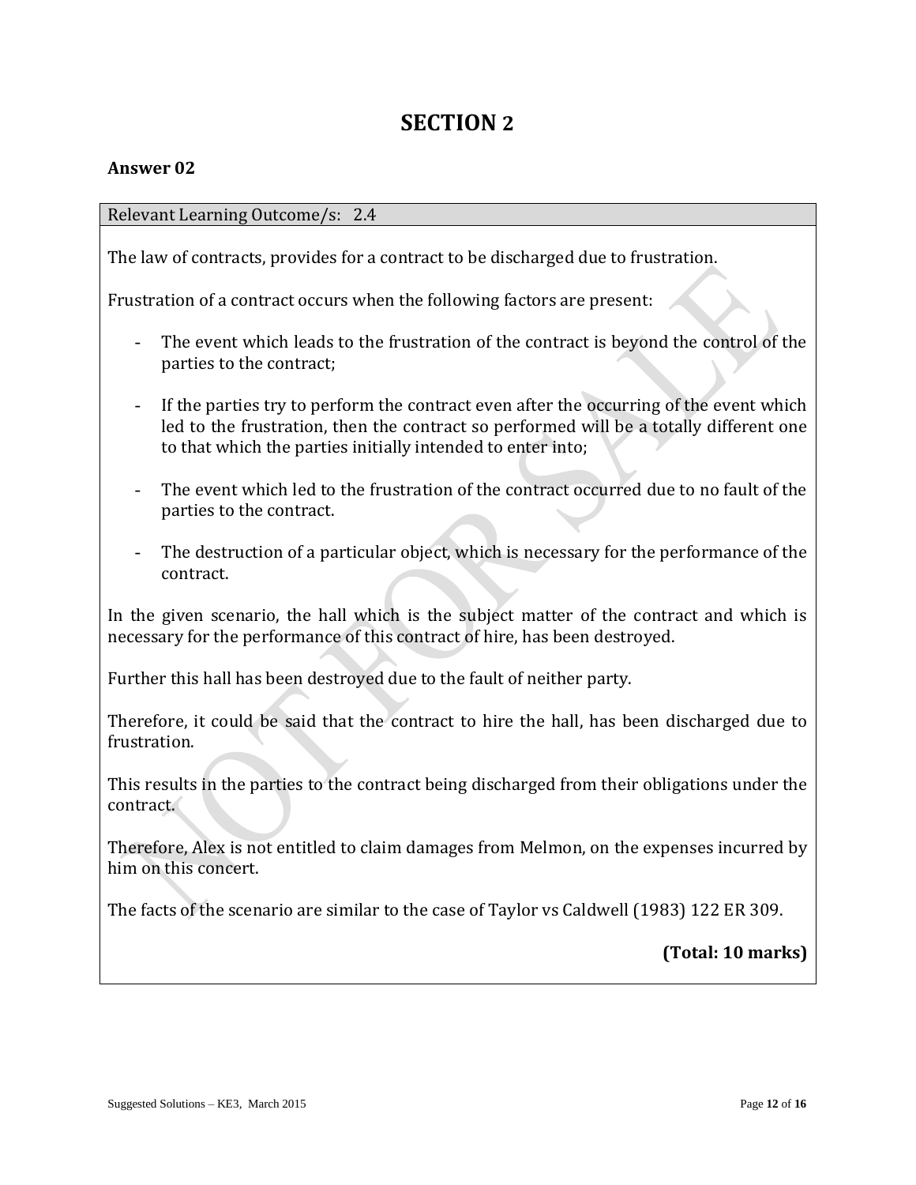# SECTION 2

### Answer 02

Relevant Learning Outcome/s: 2.4

The law of contracts, provides for a contract to be discharged due to frustration.

Frustration of a contract occurs when the following factors are present:

- The event which leads to the frustration of the contract is beyond the control of the parties to the contract;

- If the parties try to perform the contract even after the occurring of the event which led to the frustration, then the contract so performed will be a totally different one to that which the parties initially intended to enter into;

- The event which led to the frustration of the contract occurred due to no fault of the parties to the contract.

- The destruction of a particular object, which is necessary for the performance of the contract.

In the given scenario, the hall which is the subject matter of the contract and which is necessary for the performance of this contract of hire, has been destroyed.

Further this hall has been destroyed due to the fault of neither party.

Therefore, it could be said that the contract to hire the hall, has been discharged due to frustration.

This results in the parties to the contract being discharged from their obligations under the contract.

Therefore, Alex is not entitled to claim damages from Melmon, on the expenses incurred by him on this concert.

The facts of the scenario are similar to the case of Taylor vs Caldwell (1983) 122 ER 309.

**(Total: 10 marks)**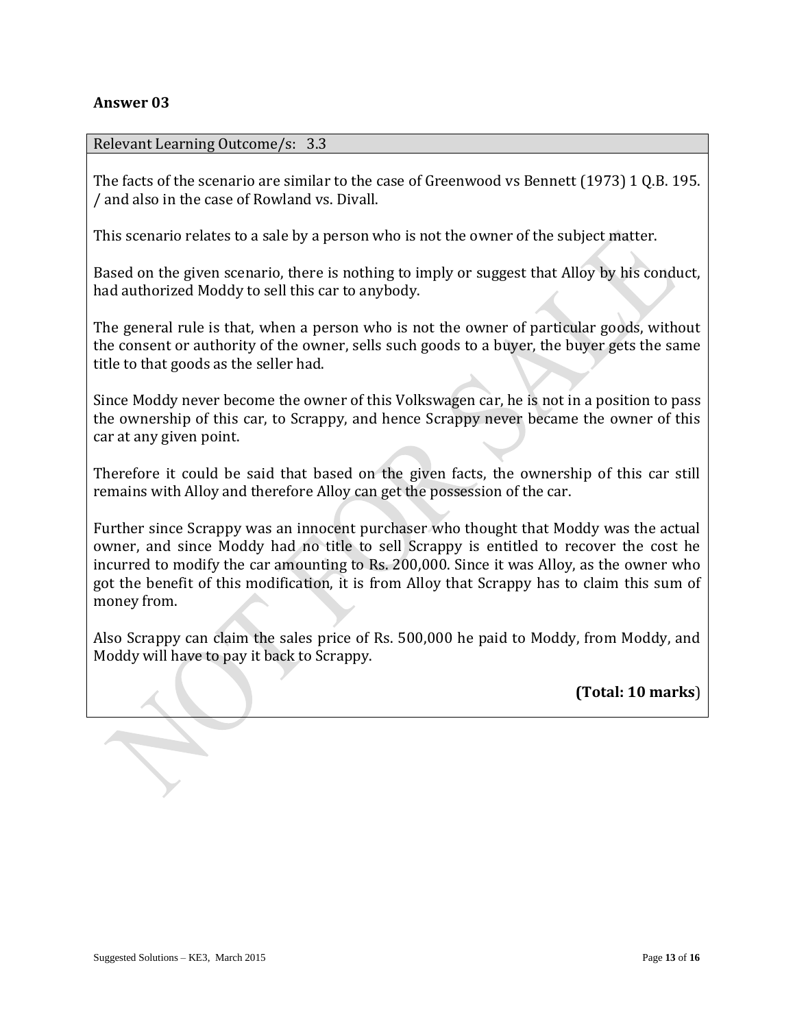## Answer 03

| Relevant Learning Outcome/s: 3.3 |
|---|

The facts of the scenario are similar to the case of Greenwood vs Bennett (1973) 1 Q.B. 195. / and also in the case of Rowland vs. Divall.

This scenario relates to a sale by a person who is not the owner of the subject matter.

Based on the given scenario, there is nothing to imply or suggest that Alloy by his conduct, had authorized Moddy to sell this car to anybody.

The general rule is that, when a person who is not the owner of particular goods, without the consent or authority of the owner, sells such goods to a buyer, the buyer gets the same title to that goods as the seller had.

Since Moddy never become the owner of this Volkswagen car, he is not in a position to pass the ownership of this car, to Scrappy, and hence Scrappy never became the owner of this car at any given point.

Therefore it could be said that based on the given facts, the ownership of this car still remains with Alloy and therefore Alloy can get the possession of the car.

Further since Scrappy was an innocent purchaser who thought that Moddy was the actual owner, and since Moddy had no title to sell Scrappy is entitled to recover the cost he incurred to modify the car amounting to Rs. 200,000. Since it was Alloy, as the owner who got the benefit of this modification, it is from Alloy that Scrappy has to claim this sum of money from.

Also Scrappy can claim the sales price of Rs. 500,000 he paid to Moddy, from Moddy, and Moddy will have to pay it back to Scrappy.

**(Total: 10 marks)**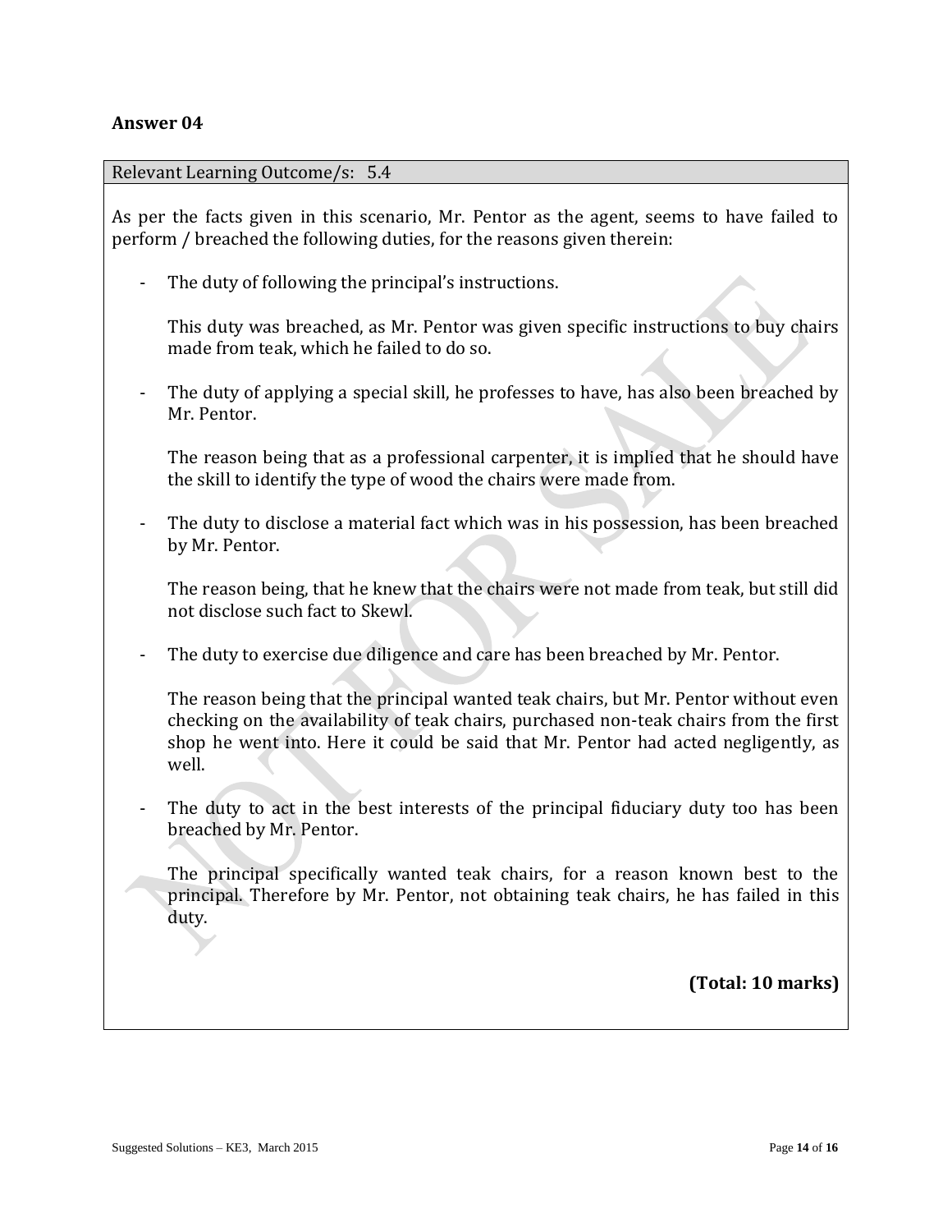## Answer 04

| Relevant Learning Outcome/s: 5.4 |
|---|

As per the facts given in this scenario, Mr. Pentor as the agent, seems to have failed to perform / breached the following duties, for the reasons given therein:

- The duty of following the principal's instructions.

  This duty was breached, as Mr. Pentor was given specific instructions to buy chairs made from teak, which he failed to do so.

- The duty of applying a special skill, he professes to have, has also been breached by Mr. Pentor.

  The reason being that as a professional carpenter, it is implied that he should have the skill to identify the type of wood the chairs were made from.

- The duty to disclose a material fact which was in his possession, has been breached by Mr. Pentor.

  The reason being, that he knew that the chairs were not made from teak, but still did not disclose such fact to Skewl.

- The duty to exercise due diligence and care has been breached by Mr. Pentor.

  The reason being that the principal wanted teak chairs, but Mr. Pentor without even checking on the availability of teak chairs, purchased non-teak chairs from the first shop he went into. Here it could be said that Mr. Pentor had acted negligently, as well.

- The duty to act in the best interests of the principal fiduciary duty too has been breached by Mr. Pentor.

  The principal specifically wanted teak chairs, for a reason known best to the principal. Therefore by Mr. Pentor, not obtaining teak chairs, he has failed in this duty.

**(Total: 10 marks)**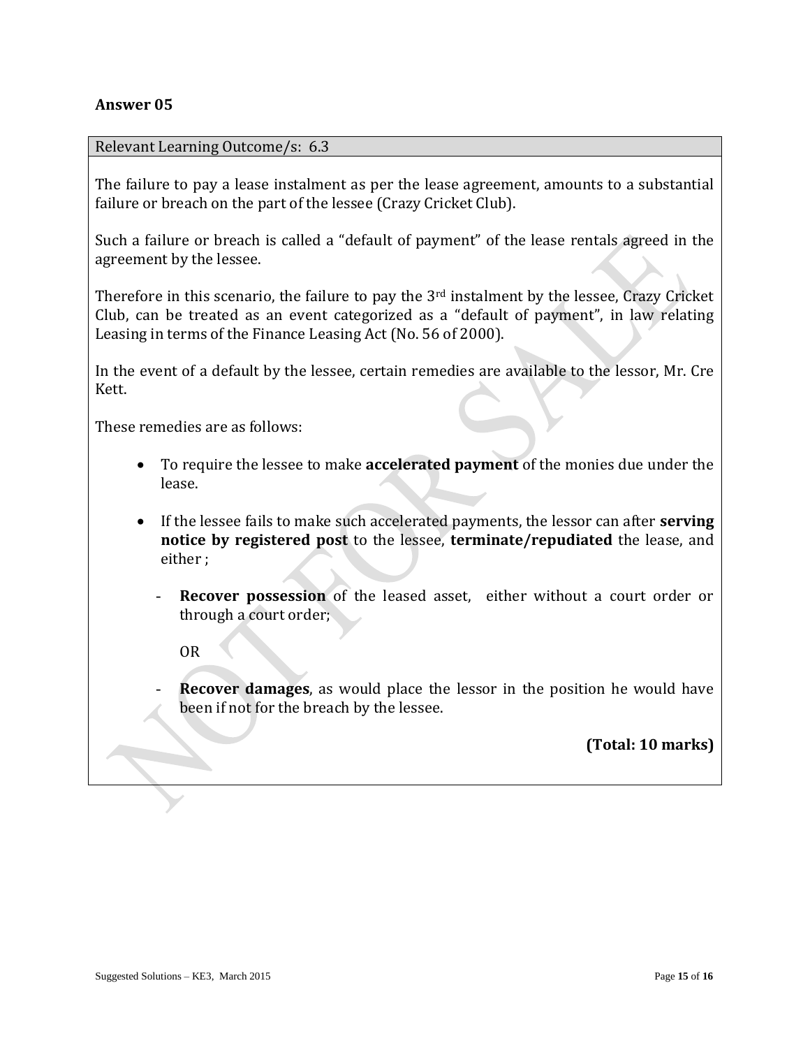## Answer 05

Relevant Learning Outcome/s: 6.3

The failure to pay a lease instalment as per the lease agreement, amounts to a substantial failure or breach on the part of the lessee (Crazy Cricket Club).

Such a failure or breach is called a "default of payment" of the lease rentals agreed in the agreement by the lessee.

Therefore in this scenario, the failure to pay the 3rd instalment by the lessee, Crazy Cricket Club, can be treated as an event categorized as a "default of payment", in law relating Leasing in terms of the Finance Leasing Act (No. 56 of 2000).

In the event of a default by the lessee, certain remedies are available to the lessor, Mr. Cre Kett.

These remedies are as follows:

- To require the lessee to make **accelerated payment** of the monies due under the lease.
- If the lessee fails to make such accelerated payments, the lessor can after **serving notice by registered post** to the lessee, **terminate/repudiated** the lease, and either ;
  - **Recover possession** of the leased asset, either without a court order or through a court order;

    OR

  - **Recover damages**, as would place the lessor in the position he would have been if not for the breach by the lessee.

**(Total: 10 marks)**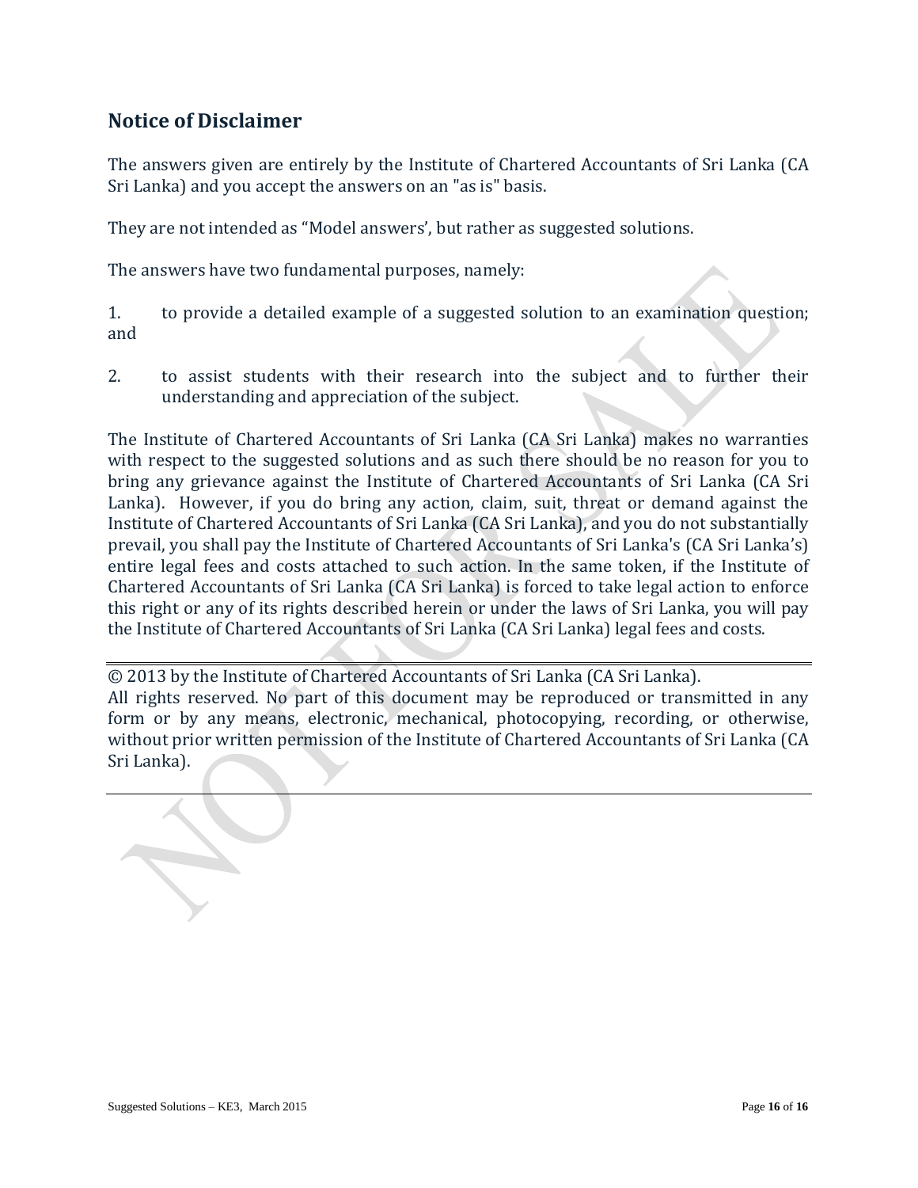## Notice of Disclaimer

The answers given are entirely by the Institute of Chartered Accountants of Sri Lanka (CA Sri Lanka) and you accept the answers on an "as is" basis.

They are not intended as "Model answers', but rather as suggested solutions.

The answers have two fundamental purposes, namely:

1. to provide a detailed example of a suggested solution to an examination question; and

2. to assist students with their research into the subject and to further their understanding and appreciation of the subject.

The Institute of Chartered Accountants of Sri Lanka (CA Sri Lanka) makes no warranties with respect to the suggested solutions and as such there should be no reason for you to bring any grievance against the Institute of Chartered Accountants of Sri Lanka (CA Sri Lanka). However, if you do bring any action, claim, suit, threat or demand against the Institute of Chartered Accountants of Sri Lanka (CA Sri Lanka), and you do not substantially prevail, you shall pay the Institute of Chartered Accountants of Sri Lanka's (CA Sri Lanka's) entire legal fees and costs attached to such action. In the same token, if the Institute of Chartered Accountants of Sri Lanka (CA Sri Lanka) is forced to take legal action to enforce this right or any of its rights described herein or under the laws of Sri Lanka, you will pay the Institute of Chartered Accountants of Sri Lanka (CA Sri Lanka) legal fees and costs.

---

© 2013 by the Institute of Chartered Accountants of Sri Lanka (CA Sri Lanka).
All rights reserved. No part of this document may be reproduced or transmitted in any form or by any means, electronic, mechanical, photocopying, recording, or otherwise, without prior written permission of the Institute of Chartered Accountants of Sri Lanka (CA Sri Lanka).

---